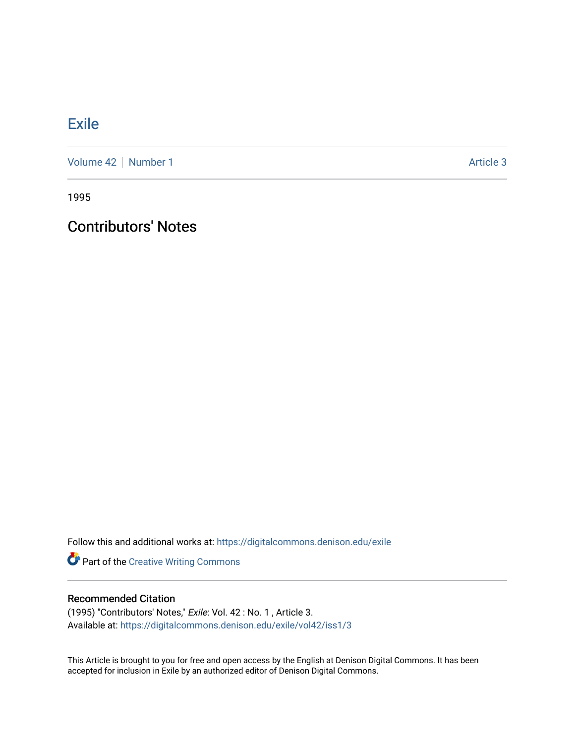# Exile

Volume 42 | Number 1 | Article 3

1995

## Contributors' Notes

Follow this and additional works at: https://digitalcommons.denison.edu/exile

Part of the Creative Writing Commons

### Recommended Citation

(1995) "Contributors' Notes," *Exile*: Vol. 42 : No. 1 , Article 3.
Available at: https://digitalcommons.denison.edu/exile/vol42/iss1/3

This Article is brought to you for free and open access by the English at Denison Digital Commons. It has been accepted for inclusion in Exile by an authorized editor of Denison Digital Commons.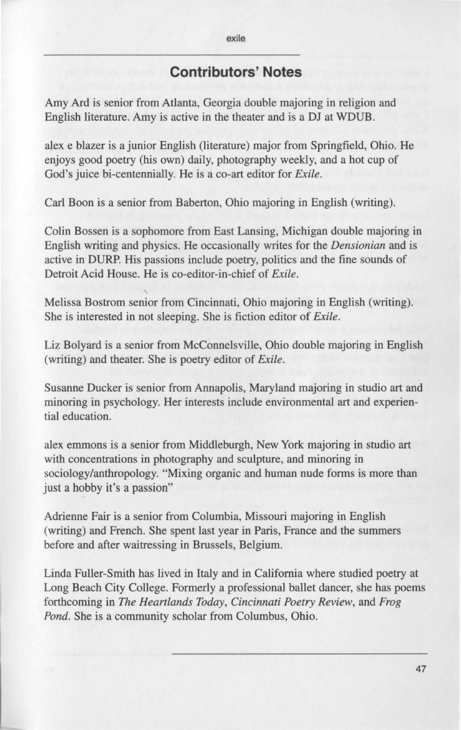## Contributors' Notes

Amy Ard is senior from Atlanta, Georgia double majoring in religion and English literature. Amy is active in the theater and is a DJ at WDUB.

alex e blazer is a junior English (literature) major from Springfield, Ohio. He enjoys good poetry (his own) daily, photography weekly, and a hot cup of God's juice bi-centennially. He is a co-art editor for *Exile*.

Carl Boon is a senior from Baberton, Ohio majoring in English (writing).

Colin Bossen is a sophomore from East Lansing, Michigan double majoring in English writing and physics. He occasionally writes for the *Densionian* and is active in DURP. His passions include poetry, politics and the fine sounds of Detroit Acid House. He is co-editor-in-chief of *Exile*.

Melissa Bostrom senior from Cincinnati, Ohio majoring in English (writing). She is interested in not sleeping. She is fiction editor of *Exile*.

Liz Bolyard is a senior from McConnelsville, Ohio double majoring in English (writing) and theater. She is poetry editor of *Exile*.

Susanne Ducker is senior from Annapolis, Maryland majoring in studio art and minoring in psychology. Her interests include environmental art and experiential education.

alex emmons is a senior from Middleburgh, New York majoring in studio art with concentrations in photography and sculpture, and minoring in sociology/anthropology. "Mixing organic and human nude forms is more than just a hobby it's a passion"

Adrienne Fair is a senior from Columbia, Missouri majoring in English (writing) and French. She spent last year in Paris, France and the summers before and after waitressing in Brussels, Belgium.

Linda Fuller-Smith has lived in Italy and in California where studied poetry at Long Beach City College. Formerly a professional ballet dancer, she has poems forthcoming in *The Heartlands Today*, *Cincinnati Poetry Review*, and *Frog Pond*. She is a community scholar from Columbus, Ohio.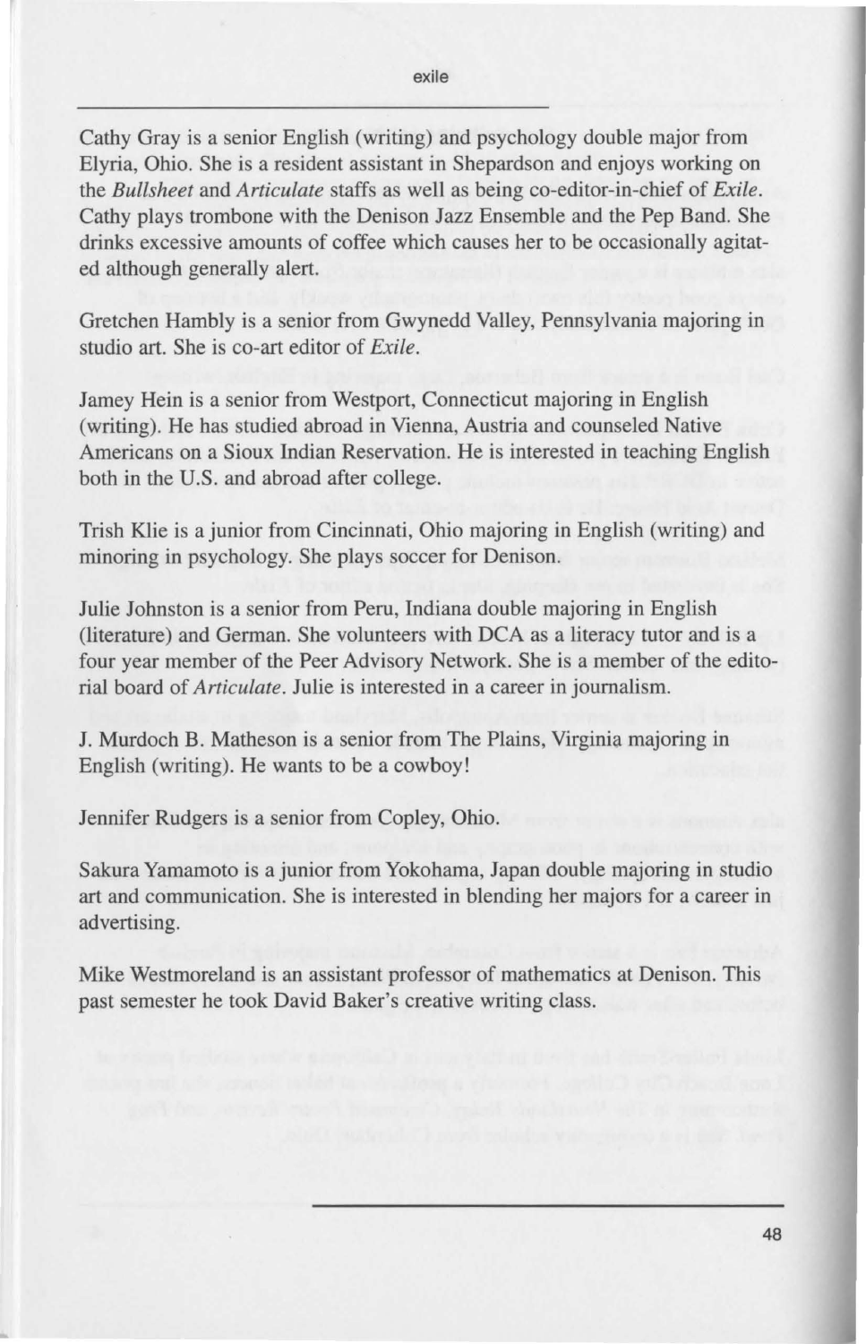Cathy Gray is a senior English (writing) and psychology double major from Elyria, Ohio. She is a resident assistant in Shepardson and enjoys working on the *Bullsheet* and *Articulate* staffs as well as being co-editor-in-chief of *Exile*. Cathy plays trombone with the Denison Jazz Ensemble and the Pep Band. She drinks excessive amounts of coffee which causes her to be occasionally agitated although generally alert.

Gretchen Hambly is a senior from Gwynedd Valley, Pennsylvania majoring in studio art. She is co-art editor of *Exile*.

Jamey Hein is a senior from Westport, Connecticut majoring in English (writing). He has studied abroad in Vienna, Austria and counseled Native Americans on a Sioux Indian Reservation. He is interested in teaching English both in the U.S. and abroad after college.

Trish Klie is a junior from Cincinnati, Ohio majoring in English (writing) and minoring in psychology. She plays soccer for Denison.

Julie Johnston is a senior from Peru, Indiana double majoring in English (literature) and German. She volunteers with DCA as a literacy tutor and is a four year member of the Peer Advisory Network. She is a member of the editorial board of *Articulate*. Julie is interested in a career in journalism.

J. Murdoch B. Matheson is a senior from The Plains, Virginia majoring in English (writing). He wants to be a cowboy!

Jennifer Rudgers is a senior from Copley, Ohio.

Sakura Yamamoto is a junior from Yokohama, Japan double majoring in studio art and communication. She is interested in blending her majors for a career in advertising.

Mike Westmoreland is an assistant professor of mathematics at Denison. This past semester he took David Baker's creative writing class.